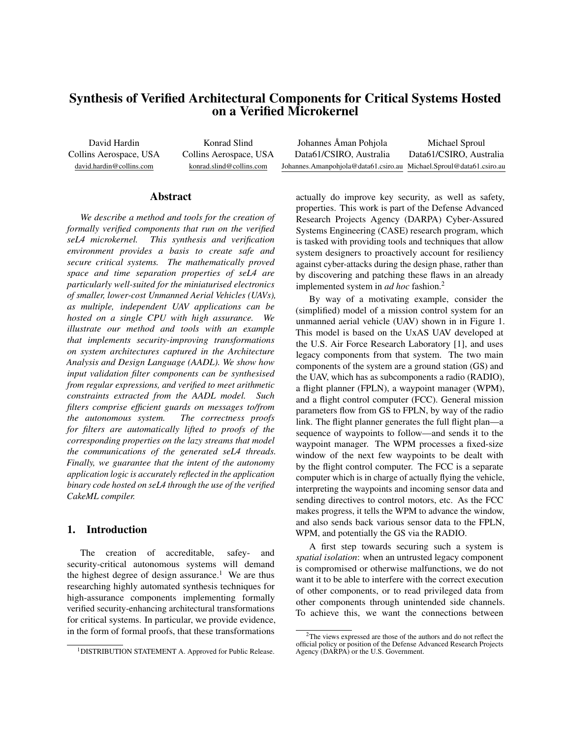# Synthesis of Verified Architectural Components for Critical Systems Hosted on a Verified Microkernel

David Hardin
Collins Aerospace, USA
david.hardin@collins.com

Konrad Slind
Collins Aerospace, USA
konrad.slind@collins.com

Johannes Åman Pohjola
Data61/CSIRO, Australia
Johannes.Amanpohjola@data61.csiro.au

Michael Sproul
Data61/CSIRO, Australia
Michael.Sproul@data61.csiro.au

## Abstract

*We describe a method and tools for the creation of formally verified components that run on the verified seL4 microkernel. This synthesis and verification environment provides a basis to create safe and secure critical systems. The mathematically proved space and time separation properties of seL4 are particularly well-suited for the miniaturised electronics of smaller, lower-cost Unmanned Aerial Vehicles (UAVs), as multiple, independent UAV applications can be hosted on a single CPU with high assurance. We illustrate our method and tools with an example that implements security-improving transformations on system architectures captured in the Architecture Analysis and Design Language (AADL). We show how input validation filter components can be synthesised from regular expressions, and verified to meet arithmetic constraints extracted from the AADL model. Such filters comprise efficient guards on messages to/from the autonomous system. The correctness proofs for filters are automatically lifted to proofs of the corresponding properties on the lazy streams that model the communications of the generated seL4 threads. Finally, we guarantee that the intent of the autonomy application logic is accurately reflected in the application binary code hosted on seL4 through the use of the verified CakeML compiler.*

## 1. Introduction

The creation of accreditable, safey- and security-critical autonomous systems will demand the highest degree of design assurance.[1] We are thus researching highly automated synthesis techniques for high-assurance components implementing formally verified security-enhancing architectural transformations for critical systems. In particular, we provide evidence, in the form of formal proofs, that these transformations actually do improve key security, as well as safety, properties. This work is part of the Defense Advanced Research Projects Agency (DARPA) Cyber-Assured Systems Engineering (CASE) research program, which is tasked with providing tools and techniques that allow system designers to proactively account for resiliency against cyber-attacks during the design phase, rather than by discovering and patching these flaws in an already implemented system in *ad hoc* fashion.[2]

By way of a motivating example, consider the (simplified) model of a mission control system for an unmanned aerial vehicle (UAV) shown in in Figure 1. This model is based on the UxAS UAV developed at the U.S. Air Force Research Laboratory [1], and uses legacy components from that system. The two main components of the system are a ground station (GS) and the UAV, which has as subcomponents a radio (RADIO), a flight planner (FPLN), a waypoint manager (WPM), and a flight control computer (FCC). General mission parameters flow from GS to FPLN, by way of the radio link. The flight planner generates the full flight plan—a sequence of waypoints to follow—and sends it to the waypoint manager. The WPM processes a fixed-size window of the next few waypoints to be dealt with by the flight control computer. The FCC is a separate computer which is in charge of actually flying the vehicle, interpreting the waypoints and incoming sensor data and sending directives to control motors, etc. As the FCC makes progress, it tells the WPM to advance the window, and also sends back various sensor data to the FPLN, WPM, and potentially the GS via the RADIO.

A first step towards securing such a system is *spatial isolation*: when an untrusted legacy component is compromised or otherwise malfunctions, we do not want it to be able to interfere with the correct execution of other components, or to read privileged data from other components through unintended side channels. To achieve this, we want the connections between

[1] DISTRIBUTION STATEMENT A. Approved for Public Release.

[2] The views expressed are those of the authors and do not reflect the official policy or position of the Defense Advanced Research Projects Agency (DARPA) or the U.S. Government.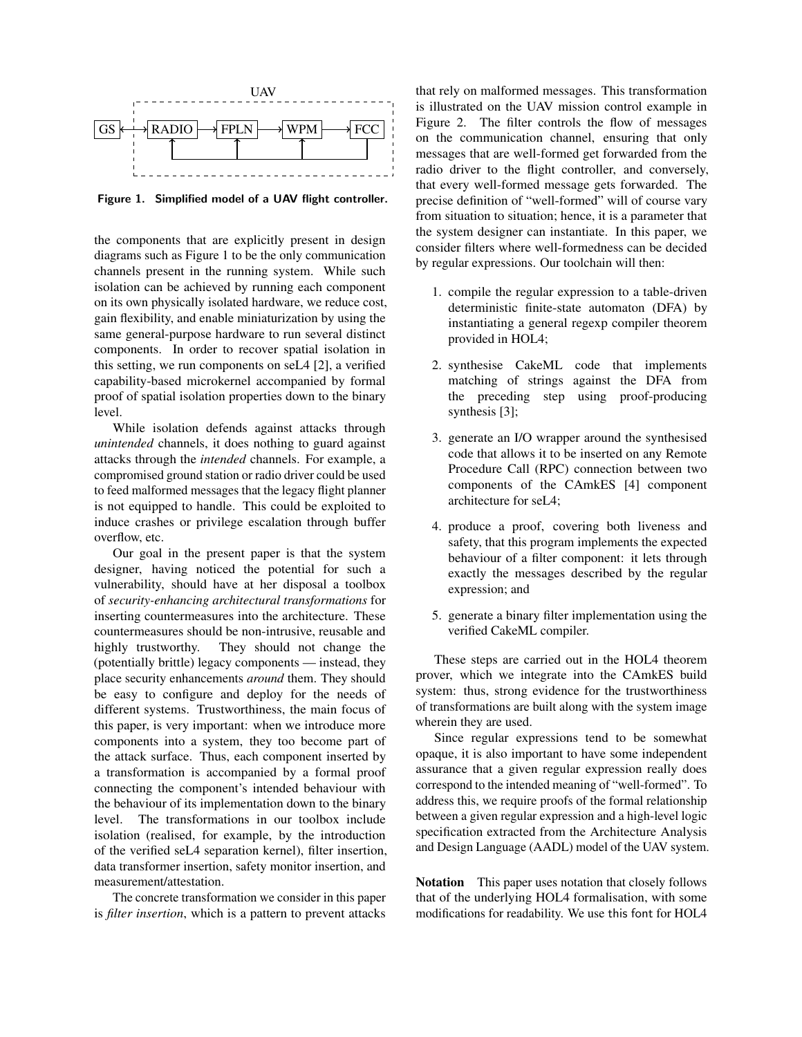Figure 1. Simplified model of a UAV flight controller.

the components that are explicitly present in design diagrams such as Figure 1 to be the only communication channels present in the running system. While such isolation can be achieved by running each component on its own physically isolated hardware, we reduce cost, gain flexibility, and enable miniaturization by using the same general-purpose hardware to run several distinct components. In order to recover spatial isolation in this setting, we run components on seL4 [2], a verified capability-based microkernel accompanied by formal proof of spatial isolation properties down to the binary level.

While isolation defends against attacks through *unintended* channels, it does nothing to guard against attacks through the *intended* channels. For example, a compromised ground station or radio driver could be used to feed malformed messages that the legacy flight planner is not equipped to handle. This could be exploited to induce crashes or privilege escalation through buffer overflow, etc.

Our goal in the present paper is that the system designer, having noticed the potential for such a vulnerability, should have at her disposal a toolbox of *security-enhancing architectural transformations* for inserting countermeasures into the architecture. These countermeasures should be non-intrusive, reusable and highly trustworthy. They should not change the (potentially brittle) legacy components — instead, they place security enhancements *around* them. They should be easy to configure and deploy for the needs of different systems. Trustworthiness, the main focus of this paper, is very important: when we introduce more components into a system, they too become part of the attack surface. Thus, each component inserted by a transformation is accompanied by a formal proof connecting the component's intended behaviour with the behaviour of its implementation down to the binary level. The transformations in our toolbox include isolation (realised, for example, by the introduction of the verified seL4 separation kernel), filter insertion, data transformer insertion, safety monitor insertion, and measurement/attestation.

The concrete transformation we consider in this paper is *filter insertion*, which is a pattern to prevent attacks that rely on malformed messages. This transformation is illustrated on the UAV mission control example in Figure 2. The filter controls the flow of messages on the communication channel, ensuring that only messages that are well-formed get forwarded from the radio driver to the flight controller, and conversely, that every well-formed message gets forwarded. The precise definition of "well-formed" will of course vary from situation to situation; hence, it is a parameter that the system designer can instantiate. In this paper, we consider filters where well-formedness can be decided by regular expressions. Our toolchain will then:

1. compile the regular expression to a table-driven deterministic finite-state automaton (DFA) by instantiating a general regexp compiler theorem provided in HOL4;
2. synthesise CakeML code that implements matching of strings against the DFA from the preceding step using proof-producing synthesis [3];
3. generate an I/O wrapper around the synthesised code that allows it to be inserted on any Remote Procedure Call (RPC) connection between two components of the CAmkES [4] component architecture for seL4;
4. produce a proof, covering both liveness and safety, that this program implements the expected behaviour of a filter component: it lets through exactly the messages described by the regular expression; and
5. generate a binary filter implementation using the verified CakeML compiler.

These steps are carried out in the HOL4 theorem prover, which we integrate into the CAmkES build system: thus, strong evidence for the trustworthiness of transformations are built along with the system image wherein they are used.

Since regular expressions tend to be somewhat opaque, it is also important to have some independent assurance that a given regular expression really does correspond to the intended meaning of "well-formed". To address this, we require proofs of the formal relationship between a given regular expression and a high-level logic specification extracted from the Architecture Analysis and Design Language (AADL) model of the UAV system.

**Notation** This paper uses notation that closely follows that of the underlying HOL4 formalisation, with some modifications for readability. We use `this font` for HOL4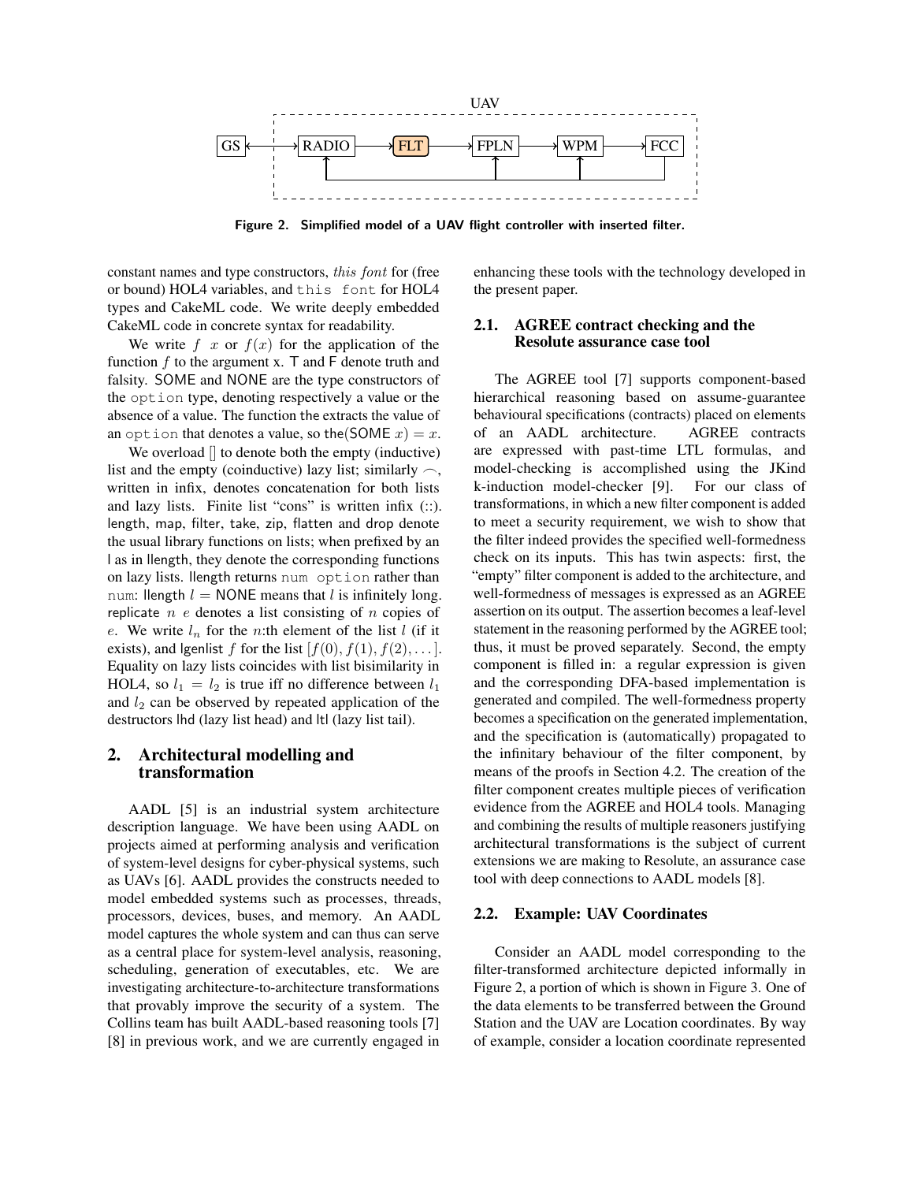Figure 2. Simplified model of a UAV flight controller with inserted filter.

constant names and type constructors, *this font* for (free or bound) HOL4 variables, and `this font` for HOL4 types and CakeML code. We write deeply embedded CakeML code in concrete syntax for readability.

We write $f\ x$ or $f(x)$ for the application of the function $f$ to the argument x. T and F denote truth and falsity. SOME and NONE are the type constructors of the `option` type, denoting respectively a value or the absence of a value. The function the extracts the value of an `option` that denotes a value, so the(SOME $x$) $= x$.

We overload [] to denote both the empty (inductive) list and the empty (coinductive) lazy list; similarly $\frown$, written in infix, denotes concatenation for both lists and lazy lists. Finite list "cons" is written infix (::). length, map, filter, take, zip, flatten and drop denote the usual library functions on lists; when prefixed by an l as in llength, they denote the corresponding functions on lazy lists. llength returns `num option` rather than `num`: llength $l$ = NONE means that $l$ is infinitely long. replicate $n\ e$ denotes a list consisting of $n$ copies of $e$. We write $l_n$ for the $n$:th element of the list $l$ (if it exists), and lgenlist $f$ for the list $[f(0), f(1), f(2), \ldots]$. Equality on lazy lists coincides with list bisimilarity in HOL4, so $l_1 = l_2$ is true iff no difference between $l_1$ and $l_2$ can be observed by repeated application of the destructors lhd (lazy list head) and ltl (lazy list tail).

## 2. Architectural modelling and transformation

AADL [5] is an industrial system architecture description language. We have been using AADL on projects aimed at performing analysis and verification of system-level designs for cyber-physical systems, such as UAVs [6]. AADL provides the constructs needed to model embedded systems such as processes, threads, processors, devices, buses, and memory. An AADL model captures the whole system and can thus can serve as a central place for system-level analysis, reasoning, scheduling, generation of executables, etc. We are investigating architecture-to-architecture transformations that provably improve the security of a system. The Collins team has built AADL-based reasoning tools [7] [8] in previous work, and we are currently engaged in enhancing these tools with the technology developed in the present paper.

### 2.1. AGREE contract checking and the Resolute assurance case tool

The AGREE tool [7] supports component-based hierarchical reasoning based on assume-guarantee behavioural specifications (contracts) placed on elements of an AADL architecture. AGREE contracts are expressed with past-time LTL formulas, and model-checking is accomplished using the JKind k-induction model-checker [9]. For our class of transformations, in which a new filter component is added to meet a security requirement, we wish to show that the filter indeed provides the specified well-formedness check on its inputs. This has twin aspects: first, the "empty" filter component is added to the architecture, and well-formedness of messages is expressed as an AGREE assertion on its output. The assertion becomes a leaf-level statement in the reasoning performed by the AGREE tool; thus, it must be proved separately. Second, the empty component is filled in: a regular expression is given and the corresponding DFA-based implementation is generated and compiled. The well-formedness property becomes a specification on the generated implementation, and the specification is (automatically) propagated to the infinitary behaviour of the filter component, by means of the proofs in Section 4.2. The creation of the filter component creates multiple pieces of verification evidence from the AGREE and HOL4 tools. Managing and combining the results of multiple reasoners justifying architectural transformations is the subject of current extensions we are making to Resolute, an assurance case tool with deep connections to AADL models [8].

### 2.2. Example: UAV Coordinates

Consider an AADL model corresponding to the filter-transformed architecture depicted informally in Figure 2, a portion of which is shown in Figure 3. One of the data elements to be transferred between the Ground Station and the UAV are Location coordinates. By way of example, consider a location coordinate represented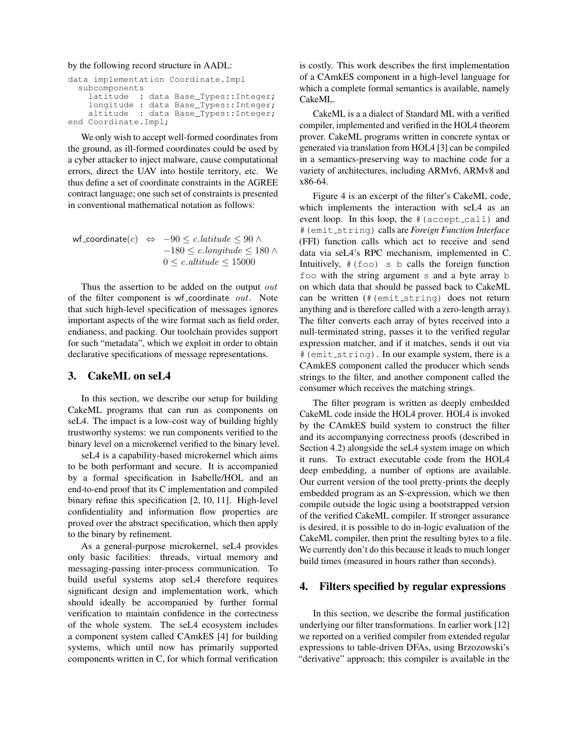by the following record structure in AADL:

```
data implementation Coordinate.Impl
  subcomponents
    latitude  : data Base_Types::Integer;
    longitude : data Base_Types::Integer;
    altitude  : data Base_Types::Integer;
end Coordinate.Impl;
```

We only wish to accept well-formed coordinates from the ground, as ill-formed coordinates could be used by a cyber attacker to inject malware, cause computational errors, direct the UAV into hostile territory, etc. We thus define a set of coordinate constraints in the AGREE contract language; one such set of constraints is presented in conventional mathematical notation as follows:

$$\begin{aligned}\mathsf{wf\_coordinate}(c) \;\Leftrightarrow\; & -90 \leq c.latitude \leq 90 \wedge \\ & -180 \leq c.longitude \leq 180 \wedge \\ & 0 \leq c.altitude \leq 15000\end{aligned}$$

Thus the assertion to be added on the output $out$ of the filter component is wf_coordinate $out$. Note that such high-level specification of messages ignores important aspects of the wire format such as field order, endianess, and packing. Our toolchain provides support for such "metadata", which we exploit in order to obtain declarative specifications of message representations.

## 3. CakeML on seL4

In this section, we describe our setup for building CakeML programs that can run as components on seL4. The impact is a low-cost way of building highly trustworthy systems: we run components verified to the binary level on a microkernel verified to the binary level.

seL4 is a capability-based microkernel which aims to be both performant and secure. It is accompanied by a formal specification in Isabelle/HOL and an end-to-end proof that its C implementation and compiled binary refine this specification [2, 10, 11]. High-level confidentiality and information flow properties are proved over the abstract specification, which then apply to the binary by refinement.

As a general-purpose microkernel, seL4 provides only basic facilities: threads, virtual memory and messaging-passing inter-process communication. To build useful systems atop seL4 therefore requires significant design and implementation work, which should ideally be accompanied by further formal verification to maintain confidence in the correctness of the whole system. The seL4 ecosystem includes a component system called CAmkES [4] for building systems, which until now has primarily supported components written in C, for which formal verification is costly. This work describes the first implementation of a CAmkES component in a high-level language for which a complete formal semantics is available, namely CakeML.

CakeML is a a dialect of Standard ML with a verified compiler, implemented and verified in the HOL4 theorem prover. CakeML programs written in concrete syntax or generated via translation from HOL4 [3] can be compiled in a semantics-preserving way to machine code for a variety of architectures, including ARMv6, ARMv8 and x86-64.

Figure 4 is an excerpt of the filter's CakeML code, which implements the interaction with seL4 as an event loop. In this loop, the `#(accept_call)` and `#(emit_string)` calls are *Foreign Function Interface* (FFI) function calls which act to receive and send data via seL4's RPC mechanism, implemented in C. Intuitively, `#(foo) s b` calls the foreign function `foo` with the string argument `s` and a byte array `b` on which data that should be passed back to CakeML can be written (`#(emit_string)` does not return anything and is therefore called with a zero-length array). The filter converts each array of bytes received into a null-terminated string, passes it to the verified regular expression matcher, and if it matches, sends it out via `#(emit_string)`. In our example system, there is a CAmkES component called the producer which sends strings to the filter, and another component called the consumer which receives the matching strings.

The filter program is written as deeply embedded CakeML code inside the HOL4 prover. HOL4 is invoked by the CAmkES build system to construct the filter and its accompanying correctness proofs (described in Section 4.2) alongside the seL4 system image on which it runs. To extract executable code from the HOL4 deep embedding, a number of options are available. Our current version of the tool pretty-prints the deeply embedded program as an S-expression, which we then compile outside the logic using a bootstrapped version of the verified CakeML compiler. If stronger assurance is desired, it is possible to do in-logic evaluation of the CakeML compiler, then print the resulting bytes to a file. We currently don't do this because it leads to much longer build times (measured in hours rather than seconds).

## 4. Filters specified by regular expressions

In this section, we describe the formal justification underlying our filter transformations. In earlier work [12] we reported on a verified compiler from extended regular expressions to table-driven DFAs, using Brzozowski's "derivative" approach; this compiler is available in the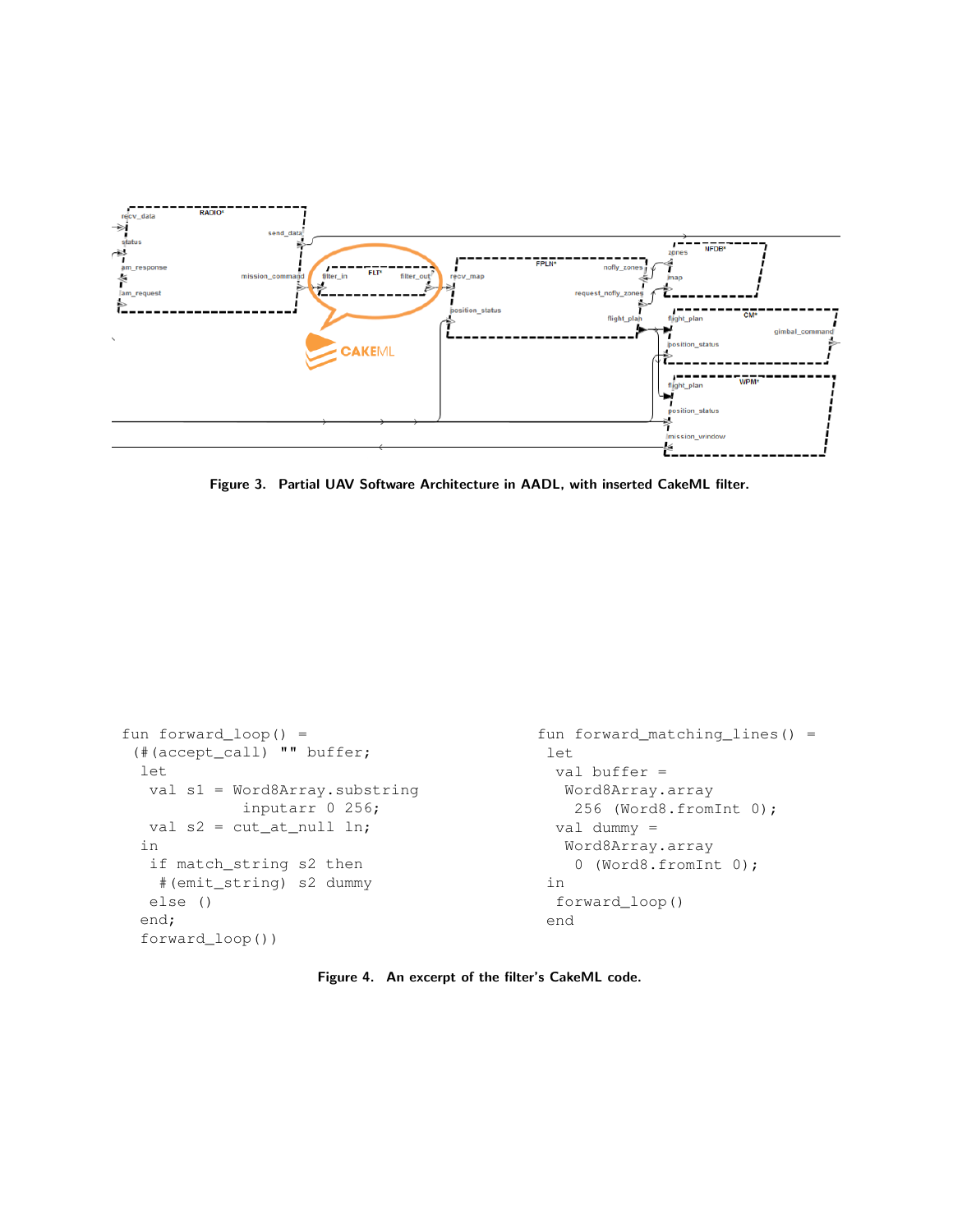Figure 3. Partial UAV Software Architecture in AADL, with inserted CakeML filter.

```
fun forward_loop() =
  (#(accept_call) "" buffer;
  let
    val s1 = Word8Array.substring
               inputarr 0 256;
    val s2 = cut_at_null ln;
  in
    if match_string s2 then
      #(emit_string) s2 dummy
    else ()
  end;
  forward_loop())
```

```
fun forward_matching_lines() =
 let
  val buffer =
   Word8Array.array
    256 (Word8.fromInt 0);
  val dummy =
   Word8Array.array
    0 (Word8.fromInt 0);
 in
  forward_loop()
 end
```

Figure 4. An excerpt of the filter's CakeML code.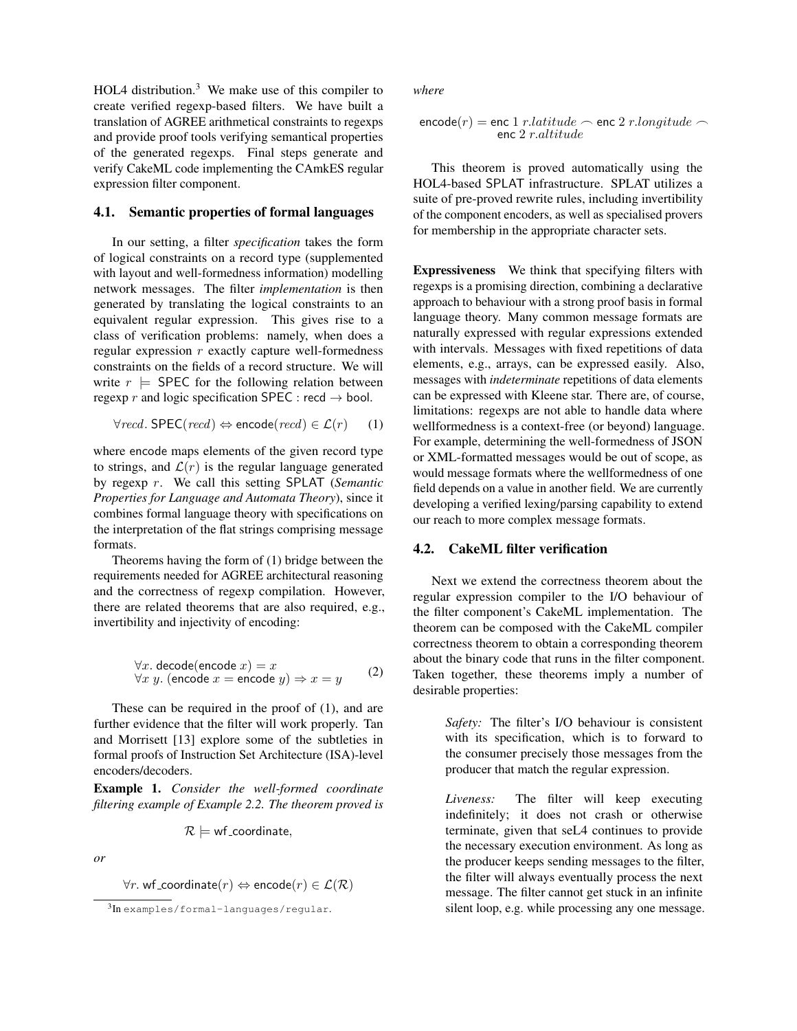HOL4 distribution.[3] We make use of this compiler to create verified regexp-based filters. We have built a translation of AGREE arithmetical constraints to regexps and provide proof tools verifying semantical properties of the generated regexps. Final steps generate and verify CakeML code implementing the CAmkES regular expression filter component.

### 4.1. Semantic properties of formal languages

In our setting, a filter *specification* takes the form of logical constraints on a record type (supplemented with layout and well-formedness information) modelling network messages. The filter *implementation* is then generated by translating the logical constraints to an equivalent regular expression. This gives rise to a class of verification problems: namely, when does a regular expression $r$ exactly capture well-formedness constraints on the fields of a record structure. We will write $r \models \mathsf{SPEC}$ for the following relation between regexp $r$ and logic specification $\mathsf{SPEC} : \mathsf{recd} \to \mathsf{bool}$.

$$\forall recd.\ \mathsf{SPEC}(recd) \Leftrightarrow \mathsf{encode}(recd) \in \mathcal{L}(r) \qquad (1)$$

where encode maps elements of the given record type to strings, and $\mathcal{L}(r)$ is the regular language generated by regexp $r$. We call this setting SPLAT (*Semantic Properties for Language and Automata Theory*), since it combines formal language theory with specifications on the interpretation of the flat strings comprising message formats.

Theorems having the form of (1) bridge between the requirements needed for AGREE architectural reasoning and the correctness of regexp compilation. However, there are related theorems that are also required, e.g., invertibility and injectivity of encoding:

$$\begin{array}{l} \forall x.\ \mathsf{decode}(\mathsf{encode}\ x) = x \\ \forall x\ y.\ (\mathsf{encode}\ x = \mathsf{encode}\ y) \Rightarrow x = y \end{array} \qquad (2)$$

These can be required in the proof of (1), and are further evidence that the filter will work properly. Tan and Morrisett [13] explore some of the subtleties in formal proofs of Instruction Set Architecture (ISA)-level encoders/decoders.

**Example 1.** *Consider the well-formed coordinate filtering example of Example 2.2. The theorem proved is*

$$\mathcal{R} \models \mathsf{wf\_coordinate},$$

*or*

$$\forall r.\ \mathsf{wf\_coordinate}(r) \Leftrightarrow \mathsf{encode}(r) \in \mathcal{L}(\mathcal{R})$$

*where*

$$\mathsf{encode}(r) = \mathsf{enc}\ 1\ r.latitude \frown \mathsf{enc}\ 2\ r.longitude \frown \mathsf{enc}\ 2\ r.altitude$$

This theorem is proved automatically using the HOL4-based SPLAT infrastructure. SPLAT utilizes a suite of pre-proved rewrite rules, including invertibility of the component encoders, as well as specialised provers for membership in the appropriate character sets.

**Expressiveness** We think that specifying filters with regexps is a promising direction, combining a declarative approach to behaviour with a strong proof basis in formal language theory. Many common message formats are naturally expressed with regular expressions extended with intervals. Messages with fixed repetitions of data elements, e.g., arrays, can be expressed easily. Also, messages with *indeterminate* repetitions of data elements can be expressed with Kleene star. There are, of course, limitations: regexps are not able to handle data where wellformedness is a context-free (or beyond) language. For example, determining the well-formedness of JSON or XML-formatted messages would be out of scope, as would message formats where the wellformedness of one field depends on a value in another field. We are currently developing a verified lexing/parsing capability to extend our reach to more complex message formats.

### 4.2. CakeML filter verification

Next we extend the correctness theorem about the regular expression compiler to the I/O behaviour of the filter component's CakeML implementation. The theorem can be composed with the CakeML compiler correctness theorem to obtain a corresponding theorem about the binary code that runs in the filter component. Taken together, these theorems imply a number of desirable properties:

> *Safety:* The filter's I/O behaviour is consistent with its specification, which is to forward to the consumer precisely those messages from the producer that match the regular expression.

> *Liveness:* The filter will keep executing indefinitely; it does not crash or otherwise terminate, given that seL4 continues to provide the necessary execution environment. As long as the producer keeps sending messages to the filter, the filter will always eventually process the next message. The filter cannot get stuck in an infinite silent loop, e.g. while processing any one message.

[3] In `examples/formal-languages/regular`.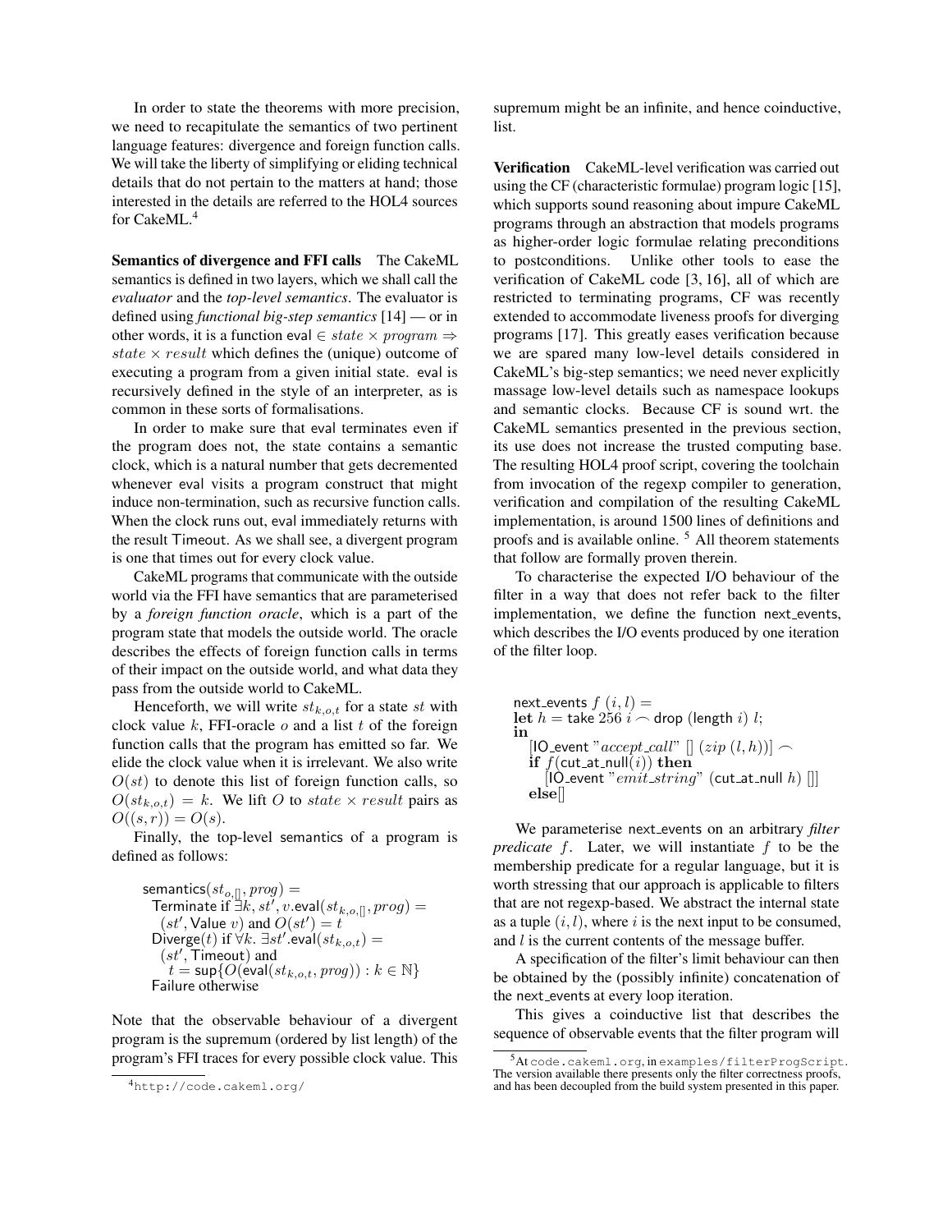In order to state the theorems with more precision, we need to recapitulate the semantics of two pertinent language features: divergence and foreign function calls. We will take the liberty of simplifying or eliding technical details that do not pertain to the matters at hand; those interested in the details are referred to the HOL4 sources for CakeML.[4]

**Semantics of divergence and FFI calls** The CakeML semantics is defined in two layers, which we shall call the *evaluator* and the *top-level semantics*. The evaluator is defined using *functional big-step semantics* [14] — or in other words, it is a function $\mathsf{eval} \in state \times program \Rightarrow state \times result$ which defines the (unique) outcome of executing a program from a given initial state. eval is recursively defined in the style of an interpreter, as is common in these sorts of formalisations.

In order to make sure that eval terminates even if the program does not, the state contains a semantic clock, which is a natural number that gets decremented whenever eval visits a program construct that might induce non-termination, such as recursive function calls. When the clock runs out, eval immediately returns with the result Timeout. As we shall see, a divergent program is one that times out for every clock value.

CakeML programs that communicate with the outside world via the FFI have semantics that are parameterised by a *foreign function oracle*, which is a part of the program state that models the outside world. The oracle describes the effects of foreign function calls in terms of their impact on the outside world, and what data they pass from the outside world to CakeML.

Henceforth, we will write $st_{k,o,t}$ for a state $st$ with clock value $k$, FFI-oracle $o$ and a list $t$ of the foreign function calls that the program has emitted so far. We elide the clock value when it is irrelevant. We also write $O(st)$ to denote this list of foreign function calls, so $O(st_{k,o,t}) = k$. We lift $O$ to $state \times result$ pairs as $O((s, r)) = O(s)$.

Finally, the top-level semantics of a program is defined as follows:

$$
\begin{array}{l}
\mathsf{semantics}(st_{o,[]}, prog) = \\
\quad \mathsf{Terminate} \text{ if } \exists k, st', v. \mathsf{eval}(st_{k,o,[]}, prog) = \\
\quad\quad (st', \mathsf{Value}\ v) \text{ and } O(st') = t \\
\quad \mathsf{Diverge}(t) \text{ if } \forall k.\ \exists st'. \mathsf{eval}(st_{k,o,t}) = \\
\quad\quad (st', \mathsf{Timeout}) \text{ and} \\
\quad\quad t = \sup\{O(\mathsf{eval}(st_{k,o,t}, prog)) : k \in \mathbb{N}\} \\
\quad \mathsf{Failure} \text{ otherwise}
\end{array}
$$

Note that the observable behaviour of a divergent program is the supremum (ordered by list length) of the program's FFI traces for every possible clock value. This supremum might be an infinite, and hence coinductive, list.

**Verification** CakeML-level verification was carried out using the CF (characteristic formulae) program logic [15], which supports sound reasoning about impure CakeML programs through an abstraction that models programs as higher-order logic formulae relating preconditions to postconditions. Unlike other tools to ease the verification of CakeML code [3, 16], all of which are restricted to terminating programs, CF was recently extended to accommodate liveness proofs for diverging programs [17]. This greatly eases verification because we are spared many low-level details considered in CakeML's big-step semantics; we need never explicitly massage low-level details such as namespace lookups and semantic clocks. Because CF is sound wrt. the CakeML semantics presented in the previous section, its use does not increase the trusted computing base. The resulting HOL4 proof script, covering the toolchain from invocation of the regexp compiler to generation, verification and compilation of the resulting CakeML implementation, is around 1500 lines of definitions and proofs and is available online.[5] All theorem statements that follow are formally proven therein.

To characterise the expected I/O behaviour of the filter in a way that does not refer back to the filter implementation, we define the function next_events, which describes the I/O events produced by one iteration of the filter loop.

$$
\begin{array}{l}
\mathsf{next\_events}\ f\ (i, l) = \\
\mathbf{let}\ h = \mathsf{take}\ 256\ i \frown \mathsf{drop}\ (\mathsf{length}\ i)\ l; \\
\mathbf{in} \\
\quad [\mathsf{IO\_event}\ \text{"}accept\_call\text{"}\ []\ (zip\ (l, h))] \frown \\
\quad \mathbf{if}\ f(\mathsf{cut\_at\_null}(i))\ \mathbf{then} \\
\quad\quad [\mathsf{IO\_event}\ \text{"}emit\_string\text{"}\ (\mathsf{cut\_at\_null}\ h)\ []] \\
\quad \mathbf{else} []
\end{array}
$$

We parameterise next_events on an arbitrary *filter predicate* $f$. Later, we will instantiate $f$ to be the membership predicate for a regular language, but it is worth stressing that our approach is applicable to filters that are not regexp-based. We abstract the internal state as a tuple $(i, l)$, where $i$ is the next input to be consumed, and $l$ is the current contents of the message buffer.

A specification of the filter's limit behaviour can then be obtained by the (possibly infinite) concatenation of the next_events at every loop iteration.

This gives a coinductive list that describes the sequence of observable events that the filter program will

[4] http://code.cakeml.org/

[5] At code.cakeml.org, in examples/filterProgScript. The version available there presents only the filter correctness proofs, and has been decoupled from the build system presented in this paper.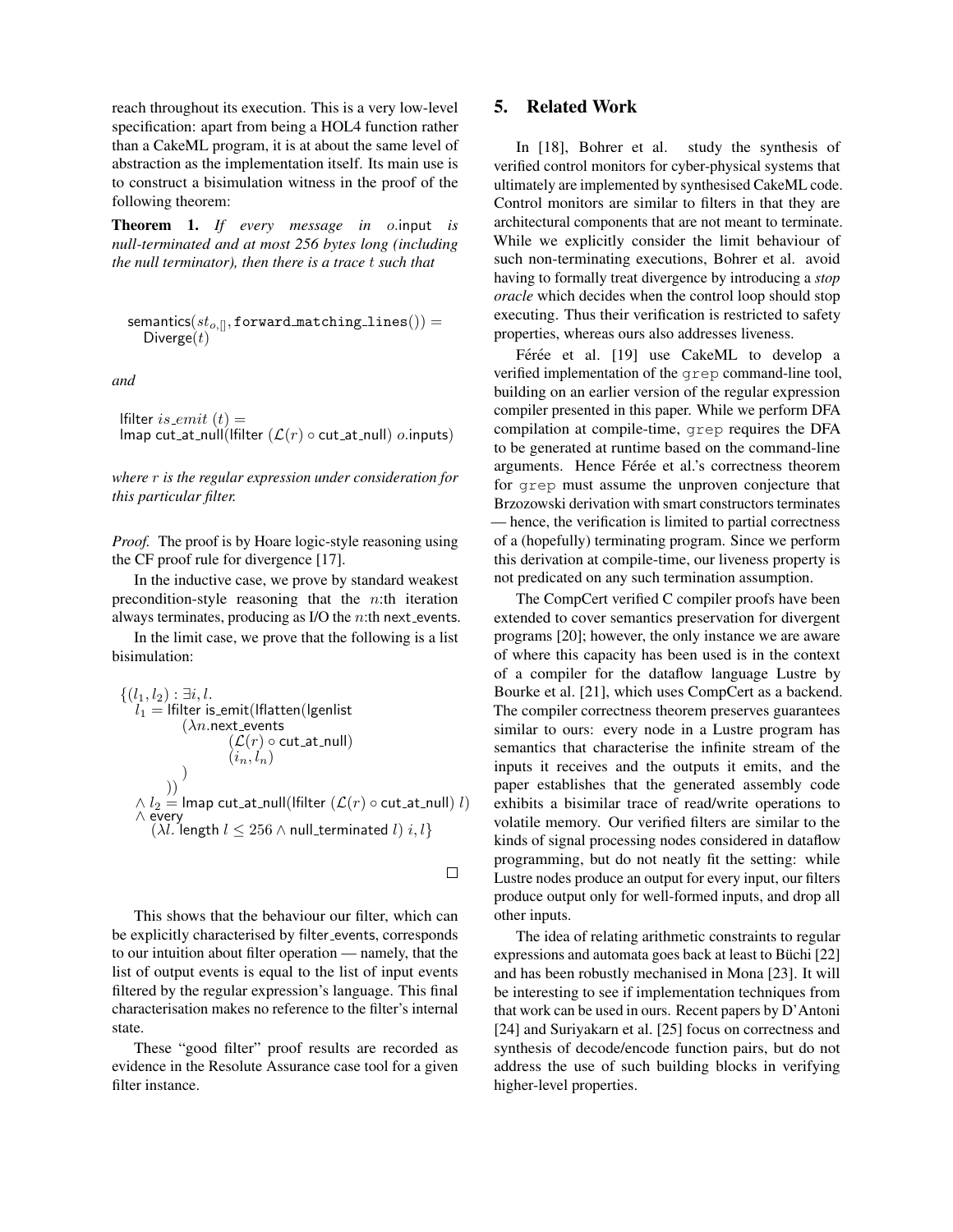reach throughout its execution. This is a very low-level specification: apart from being a HOL4 function rather than a CakeML program, it is at about the same level of abstraction as the implementation itself. Its main use is to construct a bisimulation witness in the proof of the following theorem:

**Theorem 1.** *If every message in $o$.input is null-terminated and at most 256 bytes long (including the null terminator), then there is a trace $t$ such that*

$$\mathsf{semantics}(st_{o,[]}, \texttt{forward\_matching\_lines}()) = \mathsf{Diverge}(t)$$

*and*

$$\mathsf{lfilter}\ is\_emit\ (t) = \mathsf{lmap\ cut\_at\_null}(\mathsf{lfilter}\ (\mathcal{L}(r) \circ \mathsf{cut\_at\_null})\ o.\mathsf{inputs})$$

*where $r$ is the regular expression under consideration for this particular filter.*

*Proof.* The proof is by Hoare logic-style reasoning using the CF proof rule for divergence [17].

In the inductive case, we prove by standard weakest precondition-style reasoning that the $n$:th iteration always terminates, producing as I/O the $n$:th next_events.

In the limit case, we prove that the following is a list bisimulation:

$$\begin{array}{l}\{(l_1, l_2) : \exists i, l. \\ \quad l_1 = \mathsf{lfilter\ is\_emit}(\mathsf{lflatten}(\mathsf{lgenlist} \\ \qquad\quad (\lambda n.\mathsf{next\_events} \\ \qquad\qquad\quad (\mathcal{L}(r) \circ \mathsf{cut\_at\_null}) \\ \qquad\qquad\quad (i_n, l_n) \\ \qquad\quad ) \\ \quad\ )) \\ \quad \wedge\ l_2 = \mathsf{lmap\ cut\_at\_null}(\mathsf{lfilter}\ (\mathcal{L}(r) \circ \mathsf{cut\_at\_null})\ l) \\ \quad \wedge\ \mathsf{every} \\ \qquad (\lambda l.\ \mathsf{length}\ l \leq 256 \wedge \mathsf{null\_terminated}\ l)\ i, l\}\end{array}$$

□

This shows that the behaviour our filter, which can be explicitly characterised by filter_events, corresponds to our intuition about filter operation — namely, that the list of output events is equal to the list of input events filtered by the regular expression's language. This final characterisation makes no reference to the filter's internal state.

These "good filter" proof results are recorded as evidence in the Resolute Assurance case tool for a given filter instance.

## 5. Related Work

In [18], Bohrer et al. study the synthesis of verified control monitors for cyber-physical systems that ultimately are implemented by synthesised CakeML code. Control monitors are similar to filters in that they are architectural components that are not meant to terminate. While we explicitly consider the limit behaviour of such non-terminating executions, Bohrer et al. avoid having to formally treat divergence by introducing a *stop oracle* which decides when the control loop should stop executing. Thus their verification is restricted to safety properties, whereas ours also addresses liveness.

Férée et al. [19] use CakeML to develop a verified implementation of the `grep` command-line tool, building on an earlier version of the regular expression compiler presented in this paper. While we perform DFA compilation at compile-time, `grep` requires the DFA to be generated at runtime based on the command-line arguments. Hence Férée et al.'s correctness theorem for `grep` must assume the unproven conjecture that Brzozowski derivation with smart constructors terminates — hence, the verification is limited to partial correctness of a (hopefully) terminating program. Since we perform this derivation at compile-time, our liveness property is not predicated on any such termination assumption.

The CompCert verified C compiler proofs have been extended to cover semantics preservation for divergent programs [20]; however, the only instance we are aware of where this capacity has been used is in the context of a compiler for the dataflow language Lustre by Bourke et al. [21], which uses CompCert as a backend. The compiler correctness theorem preserves guarantees similar to ours: every node in a Lustre program has semantics that characterise the infinite stream of the inputs it receives and the outputs it emits, and the paper establishes that the generated assembly code exhibits a bisimilar trace of read/write operations to volatile memory. Our verified filters are similar to the kinds of signal processing nodes considered in dataflow programming, but do not neatly fit the setting: while Lustre nodes produce an output for every input, our filters produce output only for well-formed inputs, and drop all other inputs.

The idea of relating arithmetic constraints to regular expressions and automata goes back at least to Büchi [22] and has been robustly mechanised in Mona [23]. It will be interesting to see if implementation techniques from that work can be used in ours. Recent papers by D'Antoni [24] and Suriyakarn et al. [25] focus on correctness and synthesis of decode/encode function pairs, but do not address the use of such building blocks in verifying higher-level properties.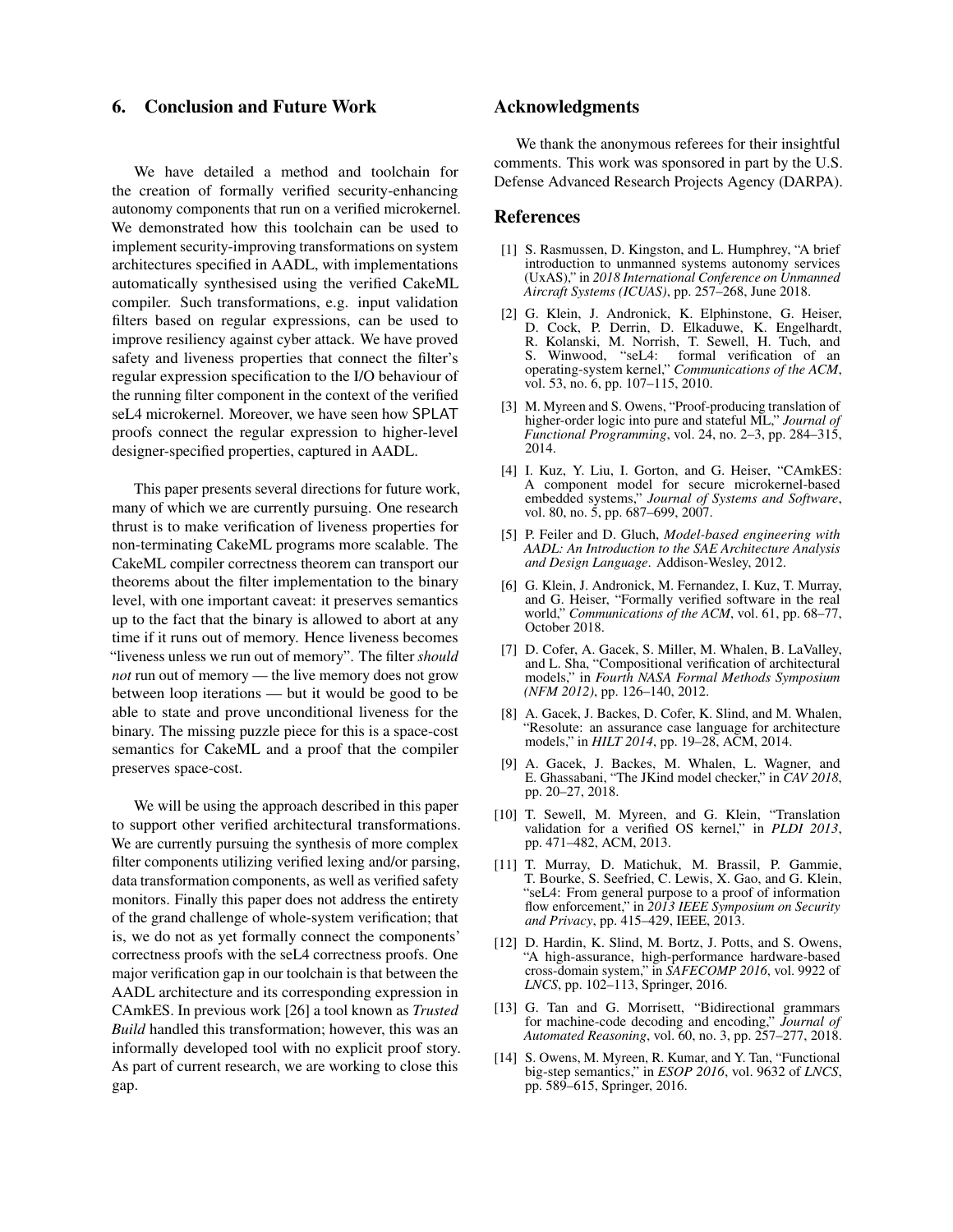## 6. Conclusion and Future Work

We have detailed a method and toolchain for the creation of formally verified security-enhancing autonomy components that run on a verified microkernel. We demonstrated how this toolchain can be used to implement security-improving transformations on system architectures specified in AADL, with implementations automatically synthesised using the verified CakeML compiler. Such transformations, e.g. input validation filters based on regular expressions, can be used to improve resiliency against cyber attack. We have proved safety and liveness properties that connect the filter's regular expression specification to the I/O behaviour of the running filter component in the context of the verified seL4 microkernel. Moreover, we have seen how SPLAT proofs connect the regular expression to higher-level designer-specified properties, captured in AADL.

This paper presents several directions for future work, many of which we are currently pursuing. One research thrust is to make verification of liveness properties for non-terminating CakeML programs more scalable. The CakeML compiler correctness theorem can transport our theorems about the filter implementation to the binary level, with one important caveat: it preserves semantics up to the fact that the binary is allowed to abort at any time if it runs out of memory. Hence liveness becomes "liveness unless we run out of memory". The filter *should not* run out of memory — the live memory does not grow between loop iterations — but it would be good to be able to state and prove unconditional liveness for the binary. The missing puzzle piece for this is a space-cost semantics for CakeML and a proof that the compiler preserves space-cost.

We will be using the approach described in this paper to support other verified architectural transformations. We are currently pursuing the synthesis of more complex filter components utilizing verified lexing and/or parsing, data transformation components, as well as verified safety monitors. Finally this paper does not address the entirety of the grand challenge of whole-system verification; that is, we do not as yet formally connect the components' correctness proofs with the seL4 correctness proofs. One major verification gap in our toolchain is that between the AADL architecture and its corresponding expression in CAmkES. In previous work [26] a tool known as *Trusted Build* handled this transformation; however, this was an informally developed tool with no explicit proof story. As part of current research, we are working to close this gap.

## Acknowledgments

We thank the anonymous referees for their insightful comments. This work was sponsored in part by the U.S. Defense Advanced Research Projects Agency (DARPA).

## References

[1] S. Rasmussen, D. Kingston, and L. Humphrey, "A brief introduction to unmanned systems autonomy services (UxAS)," in *2018 International Conference on Unmanned Aircraft Systems (ICUAS)*, pp. 257–268, June 2018.

[2] G. Klein, J. Andronick, K. Elphinstone, G. Heiser, D. Cock, P. Derrin, D. Elkaduwe, K. Engelhardt, R. Kolanski, M. Norrish, T. Sewell, H. Tuch, and S. Winwood, "seL4: formal verification of an operating-system kernel," *Communications of the ACM*, vol. 53, no. 6, pp. 107–115, 2010.

[3] M. Myreen and S. Owens, "Proof-producing translation of higher-order logic into pure and stateful ML," *Journal of Functional Programming*, vol. 24, no. 2–3, pp. 284–315, 2014.

[4] I. Kuz, Y. Liu, I. Gorton, and G. Heiser, "CAmkES: A component model for secure microkernel-based embedded systems," *Journal of Systems and Software*, vol. 80, no. 5, pp. 687–699, 2007.

[5] P. Feiler and D. Gluch, *Model-based engineering with AADL: An Introduction to the SAE Architecture Analysis and Design Language*. Addison-Wesley, 2012.

[6] G. Klein, J. Andronick, M. Fernandez, I. Kuz, T. Murray, and G. Heiser, "Formally verified software in the real world," *Communications of the ACM*, vol. 61, pp. 68–77, October 2018.

[7] D. Cofer, A. Gacek, S. Miller, M. Whalen, B. LaValley, and L. Sha, "Compositional verification of architectural models," in *Fourth NASA Formal Methods Symposium (NFM 2012)*, pp. 126–140, 2012.

[8] A. Gacek, J. Backes, D. Cofer, K. Slind, and M. Whalen, "Resolute: an assurance case language for architecture models," in *HILT 2014*, pp. 19–28, ACM, 2014.

[9] A. Gacek, J. Backes, M. Whalen, L. Wagner, and E. Ghassabani, "The JKind model checker," in *CAV 2018*, pp. 20–27, 2018.

[10] T. Sewell, M. Myreen, and G. Klein, "Translation validation for a verified OS kernel," in *PLDI 2013*, pp. 471–482, ACM, 2013.

[11] T. Murray, D. Matichuk, M. Brassil, P. Gammie, T. Bourke, S. Seefried, C. Lewis, X. Gao, and G. Klein, "seL4: From general purpose to a proof of information flow enforcement," in *2013 IEEE Symposium on Security and Privacy*, pp. 415–429, IEEE, 2013.

[12] D. Hardin, K. Slind, M. Bortz, J. Potts, and S. Owens, "A high-assurance, high-performance hardware-based cross-domain system," in *SAFECOMP 2016*, vol. 9922 of *LNCS*, pp. 102–113, Springer, 2016.

[13] G. Tan and G. Morrisett, "Bidirectional grammars for machine-code decoding and encoding," *Journal of Automated Reasoning*, vol. 60, no. 3, pp. 257–277, 2018.

[14] S. Owens, M. Myreen, R. Kumar, and Y. Tan, "Functional big-step semantics," in *ESOP 2016*, vol. 9632 of *LNCS*, pp. 589–615, Springer, 2016.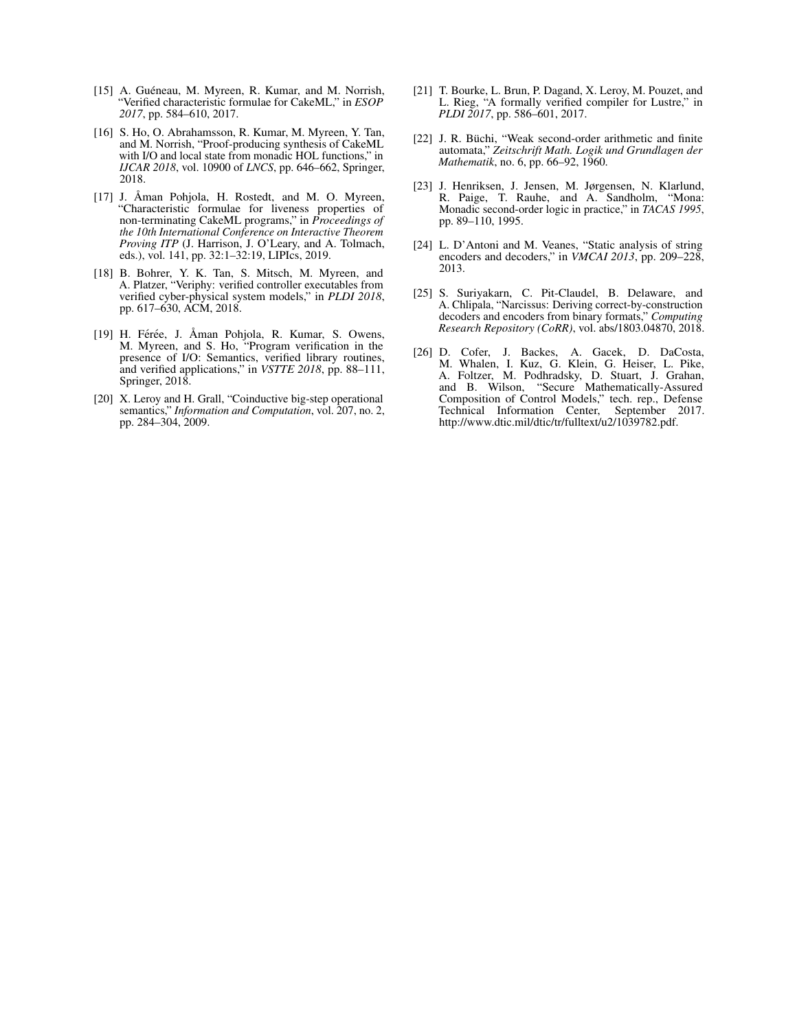[15] A. Guéneau, M. Myreen, R. Kumar, and M. Norrish, "Verified characteristic formulae for CakeML," in *ESOP 2017*, pp. 584–610, 2017.

[16] S. Ho, O. Abrahamsson, R. Kumar, M. Myreen, Y. Tan, and M. Norrish, "Proof-producing synthesis of CakeML with I/O and local state from monadic HOL functions," in *IJCAR 2018*, vol. 10900 of *LNCS*, pp. 646–662, Springer, 2018.

[17] J. Åman Pohjola, H. Rostedt, and M. O. Myreen, "Characteristic formulae for liveness properties of non-terminating CakeML programs," in *Proceedings of the 10th International Conference on Interactive Theorem Proving ITP* (J. Harrison, J. O'Leary, and A. Tolmach, eds.), vol. 141, pp. 32:1–32:19, LIPIcs, 2019.

[18] B. Bohrer, Y. K. Tan, S. Mitsch, M. Myreen, and A. Platzer, "Veriphy: verified controller executables from verified cyber-physical system models," in *PLDI 2018*, pp. 617–630, ACM, 2018.

[19] H. Férée, J. Åman Pohjola, R. Kumar, S. Owens, M. Myreen, and S. Ho, "Program verification in the presence of I/O: Semantics, verified library routines, and verified applications," in *VSTTE 2018*, pp. 88–111, Springer, 2018.

[20] X. Leroy and H. Grall, "Coinductive big-step operational semantics," *Information and Computation*, vol. 207, no. 2, pp. 284–304, 2009.

[21] T. Bourke, L. Brun, P. Dagand, X. Leroy, M. Pouzet, and L. Rieg, "A formally verified compiler for Lustre," in *PLDI 2017*, pp. 586–601, 2017.

[22] J. R. Büchi, "Weak second-order arithmetic and finite automata," *Zeitschrift Math. Logik und Grundlagen der Mathematik*, no. 6, pp. 66–92, 1960.

[23] J. Henriksen, J. Jensen, M. Jørgensen, N. Klarlund, R. Paige, T. Rauhe, and A. Sandholm, "Mona: Monadic second-order logic in practice," in *TACAS 1995*, pp. 89–110, 1995.

[24] L. D'Antoni and M. Veanes, "Static analysis of string encoders and decoders," in *VMCAI 2013*, pp. 209–228, 2013.

[25] S. Suriyakarn, C. Pit-Claudel, B. Delaware, and A. Chlipala, "Narcissus: Deriving correct-by-construction decoders and encoders from binary formats," *Computing Research Repository (CoRR)*, vol. abs/1803.04870, 2018.

[26] D. Cofer, J. Backes, A. Gacek, D. DaCosta, M. Whalen, I. Kuz, G. Klein, G. Heiser, L. Pike, A. Foltzer, M. Podhradsky, D. Stuart, J. Grahan, and B. Wilson, "Secure Mathematically-Assured Composition of Control Models," tech. rep., Defense Technical Information Center, September 2017. http://www.dtic.mil/dtic/tr/fulltext/u2/1039782.pdf.